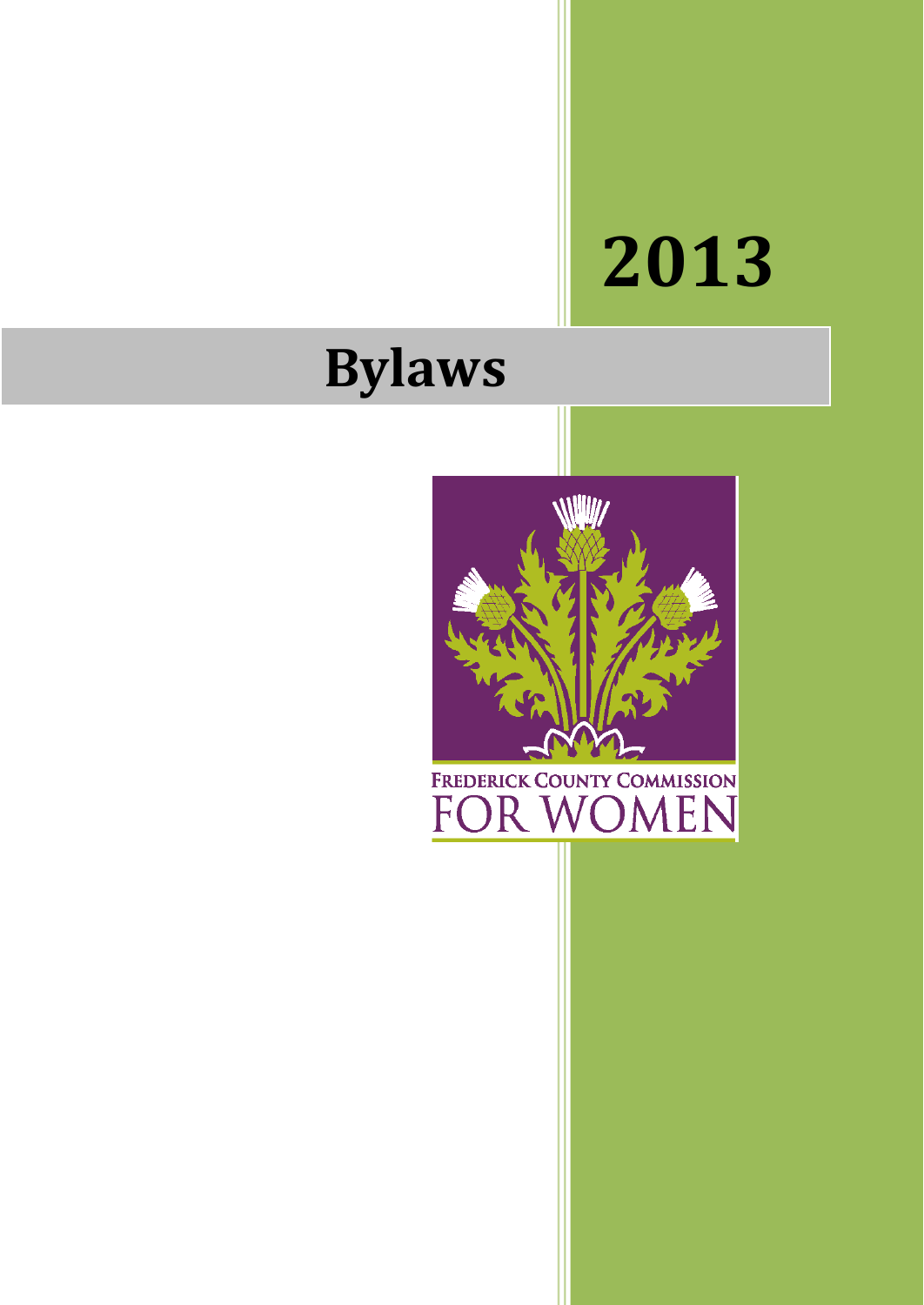# 2013

# Bylaws

FREDERICK COUNTY COMMISSION FOR WOMEN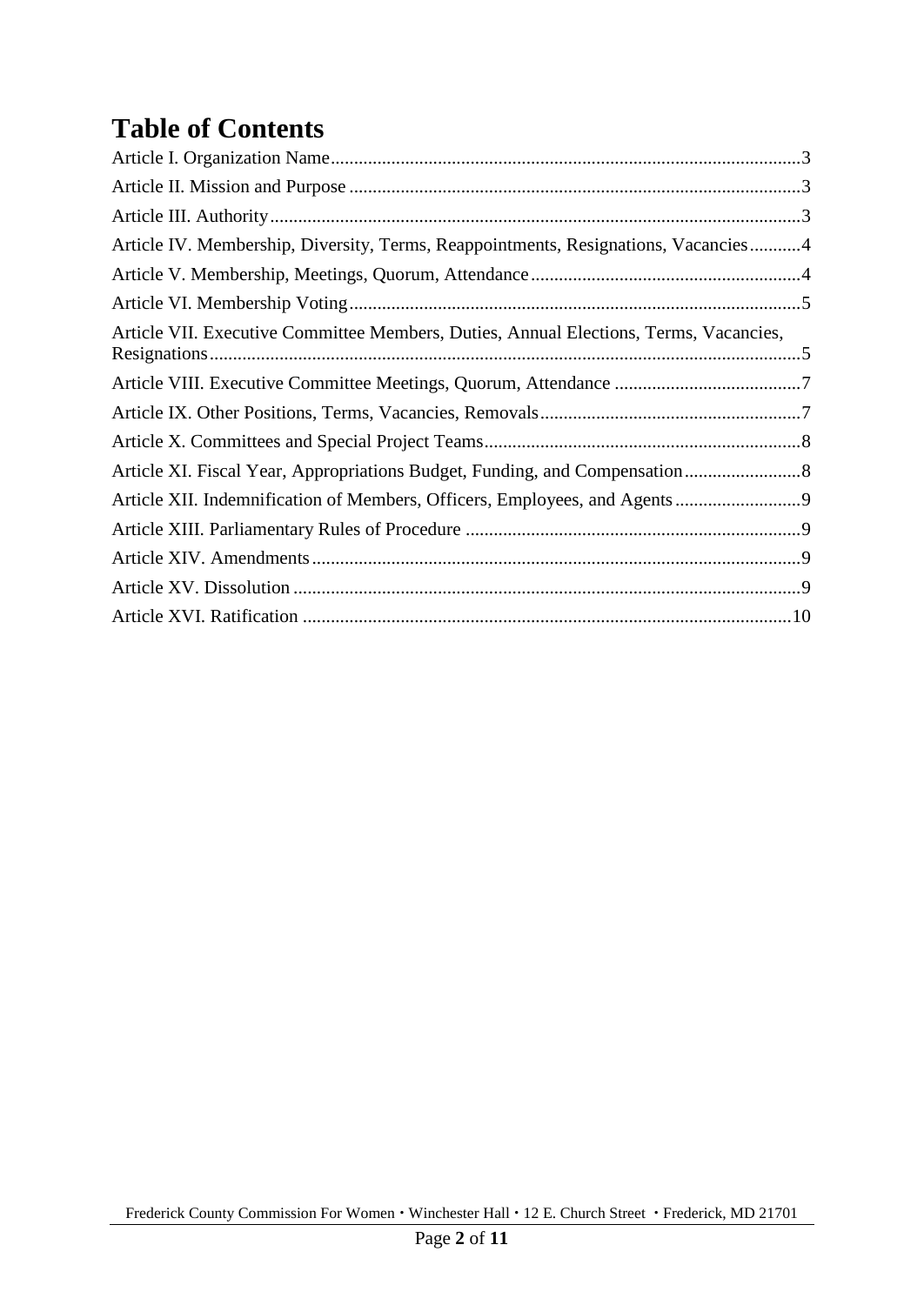# Table of Contents

Article I. Organization Name....................................................................................................3

Article II. Mission and Purpose ................................................................................................3

Article III. Authority.................................................................................................................3

Article IV. Membership, Diversity, Terms, Reappointments, Resignations, Vacancies...........4

Article V. Membership, Meetings, Quorum, Attendance..........................................................4

Article VI. Membership Voting................................................................................................5

Article VII. Executive Committee Members, Duties, Annual Elections, Terms, Vacancies, Resignations.............................................................................................................................5

Article VIII. Executive Committee Meetings, Quorum, Attendance ........................................7

Article IX. Other Positions, Terms, Vacancies, Removals........................................................7

Article X. Committees and Special Project Teams...................................................................8

Article XI. Fiscal Year, Appropriations Budget, Funding, and Compensation.........................8

Article XII. Indemnification of Members, Officers, Employees, and Agents...........................9

Article XIII. Parliamentary Rules of Procedure ........................................................................9

Article XIV. Amendments........................................................................................................9

Article XV. Dissolution ............................................................................................................9

Article XVI. Ratification ........................................................................................................10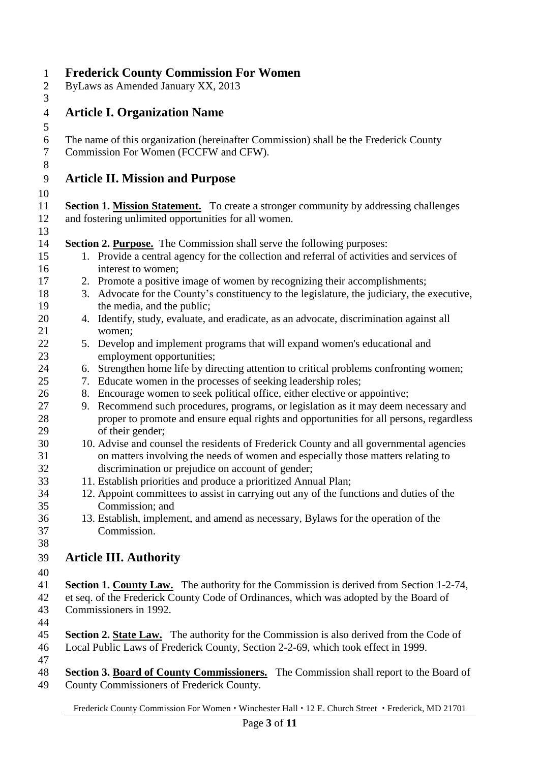# Frederick County Commission For Women

ByLaws as Amended January XX, 2013

## Article I. Organization Name

The name of this organization (hereinafter Commission) shall be the Frederick County Commission For Women (FCCFW and CFW).

## Article II. Mission and Purpose

**Section 1. Mission Statement.** To create a stronger community by addressing challenges and fostering unlimited opportunities for all women.

**Section 2. Purpose.** The Commission shall serve the following purposes:

1. Provide a central agency for the collection and referral of activities and services of interest to women;
2. Promote a positive image of women by recognizing their accomplishments;
3. Advocate for the County's constituency to the legislature, the judiciary, the executive, the media, and the public;
4. Identify, study, evaluate, and eradicate, as an advocate, discrimination against all women;
5. Develop and implement programs that will expand women's educational and employment opportunities;
6. Strengthen home life by directing attention to critical problems confronting women;
7. Educate women in the processes of seeking leadership roles;
8. Encourage women to seek political office, either elective or appointive;
9. Recommend such procedures, programs, or legislation as it may deem necessary and proper to promote and ensure equal rights and opportunities for all persons, regardless of their gender;
10. Advise and counsel the residents of Frederick County and all governmental agencies on matters involving the needs of women and especially those matters relating to discrimination or prejudice on account of gender;
11. Establish priorities and produce a prioritized Annual Plan;
12. Appoint committees to assist in carrying out any of the functions and duties of the Commission; and
13. Establish, implement, and amend as necessary, Bylaws for the operation of the Commission.

## Article III. Authority

**Section 1. County Law.** The authority for the Commission is derived from Section 1-2-74, et seq. of the Frederick County Code of Ordinances, which was adopted by the Board of Commissioners in 1992.

**Section 2. State Law.** The authority for the Commission is also derived from the Code of Local Public Laws of Frederick County, Section 2-2-69, which took effect in 1999.

**Section 3. Board of County Commissioners.** The Commission shall report to the Board of County Commissioners of Frederick County.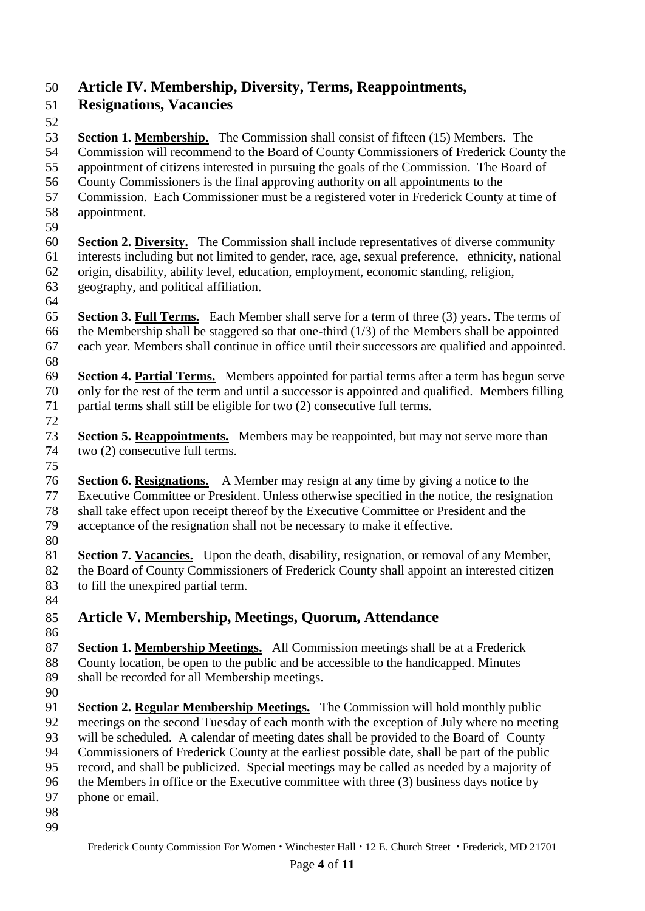## Article IV. Membership, Diversity, Terms, Reappointments, Resignations, Vacancies

**Section 1. Membership.** The Commission shall consist of fifteen (15) Members. The Commission will recommend to the Board of County Commissioners of Frederick County the appointment of citizens interested in pursuing the goals of the Commission. The Board of County Commissioners is the final approving authority on all appointments to the Commission. Each Commissioner must be a registered voter in Frederick County at time of appointment.

**Section 2. Diversity.** The Commission shall include representatives of diverse community interests including but not limited to gender, race, age, sexual preference, ethnicity, national origin, disability, ability level, education, employment, economic standing, religion, geography, and political affiliation.

**Section 3. Full Terms.** Each Member shall serve for a term of three (3) years. The terms of the Membership shall be staggered so that one-third (1/3) of the Members shall be appointed each year. Members shall continue in office until their successors are qualified and appointed.

**Section 4. Partial Terms.** Members appointed for partial terms after a term has begun serve only for the rest of the term and until a successor is appointed and qualified. Members filling partial terms shall still be eligible for two (2) consecutive full terms.

**Section 5. Reappointments.** Members may be reappointed, but may not serve more than two (2) consecutive full terms.

**Section 6. Resignations.** A Member may resign at any time by giving a notice to the Executive Committee or President. Unless otherwise specified in the notice, the resignation shall take effect upon receipt thereof by the Executive Committee or President and the acceptance of the resignation shall not be necessary to make it effective.

**Section 7. Vacancies.** Upon the death, disability, resignation, or removal of any Member, the Board of County Commissioners of Frederick County shall appoint an interested citizen to fill the unexpired partial term.

## Article V. Membership, Meetings, Quorum, Attendance

**Section 1. Membership Meetings.** All Commission meetings shall be at a Frederick County location, be open to the public and be accessible to the handicapped. Minutes shall be recorded for all Membership meetings.

**Section 2. Regular Membership Meetings.** The Commission will hold monthly public meetings on the second Tuesday of each month with the exception of July where no meeting will be scheduled. A calendar of meeting dates shall be provided to the Board of County Commissioners of Frederick County at the earliest possible date, shall be part of the public record, and shall be publicized. Special meetings may be called as needed by a majority of the Members in office or the Executive committee with three (3) business days notice by phone or email.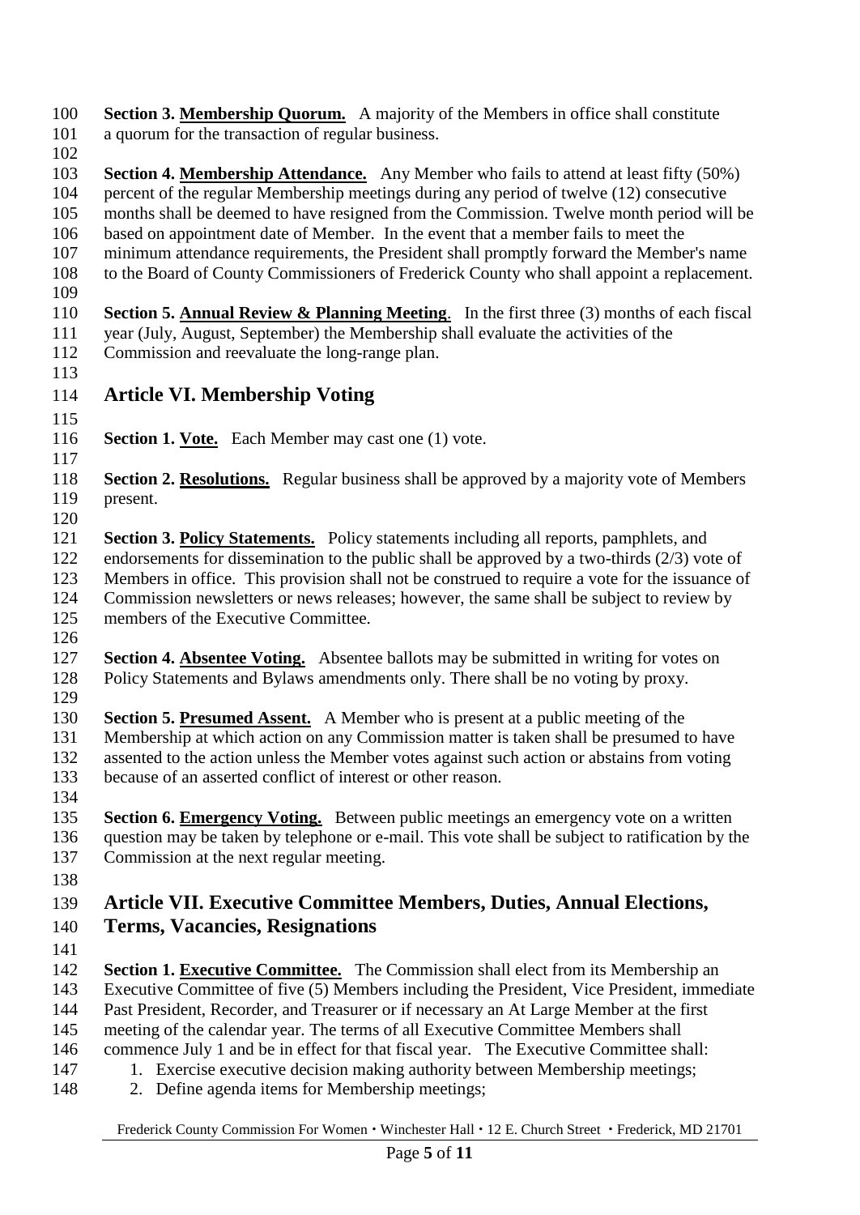**Section 3. Membership Quorum.** A majority of the Members in office shall constitute a quorum for the transaction of regular business.

**Section 4. Membership Attendance.** Any Member who fails to attend at least fifty (50%) percent of the regular Membership meetings during any period of twelve (12) consecutive months shall be deemed to have resigned from the Commission. Twelve month period will be based on appointment date of Member. In the event that a member fails to meet the minimum attendance requirements, the President shall promptly forward the Member's name to the Board of County Commissioners of Frederick County who shall appoint a replacement.

**Section 5. Annual Review & Planning Meeting**. In the first three (3) months of each fiscal year (July, August, September) the Membership shall evaluate the activities of the Commission and reevaluate the long-range plan.

## Article VI. Membership Voting

**Section 1. Vote.** Each Member may cast one (1) vote.

**Section 2. Resolutions.** Regular business shall be approved by a majority vote of Members present.

**Section 3. Policy Statements.** Policy statements including all reports, pamphlets, and endorsements for dissemination to the public shall be approved by a two-thirds (2/3) vote of Members in office. This provision shall not be construed to require a vote for the issuance of Commission newsletters or news releases; however, the same shall be subject to review by members of the Executive Committee.

**Section 4. Absentee Voting.** Absentee ballots may be submitted in writing for votes on Policy Statements and Bylaws amendments only. There shall be no voting by proxy.

**Section 5. Presumed Assent.** A Member who is present at a public meeting of the Membership at which action on any Commission matter is taken shall be presumed to have assented to the action unless the Member votes against such action or abstains from voting because of an asserted conflict of interest or other reason.

**Section 6. Emergency Voting.** Between public meetings an emergency vote on a written question may be taken by telephone or e-mail. This vote shall be subject to ratification by the Commission at the next regular meeting.

## Article VII. Executive Committee Members, Duties, Annual Elections, Terms, Vacancies, Resignations

**Section 1. Executive Committee.** The Commission shall elect from its Membership an Executive Committee of five (5) Members including the President, Vice President, immediate Past President, Recorder, and Treasurer or if necessary an At Large Member at the first meeting of the calendar year. The terms of all Executive Committee Members shall commence July 1 and be in effect for that fiscal year. The Executive Committee shall:

1. Exercise executive decision making authority between Membership meetings;
2. Define agenda items for Membership meetings;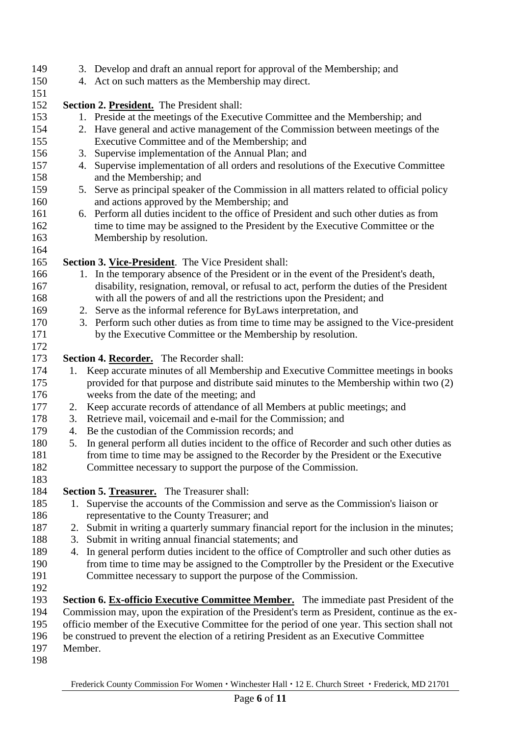3. Develop and draft an annual report for approval of the Membership; and
4. Act on such matters as the Membership may direct.

**Section 2. President.** The President shall:

1. Preside at the meetings of the Executive Committee and the Membership; and
2. Have general and active management of the Commission between meetings of the Executive Committee and of the Membership; and
3. Supervise implementation of the Annual Plan; and
4. Supervise implementation of all orders and resolutions of the Executive Committee and the Membership; and
5. Serve as principal speaker of the Commission in all matters related to official policy and actions approved by the Membership; and
6. Perform all duties incident to the office of President and such other duties as from time to time may be assigned to the President by the Executive Committee or the Membership by resolution.

**Section 3. Vice-President**. The Vice President shall:

1. In the temporary absence of the President or in the event of the President's death, disability, resignation, removal, or refusal to act, perform the duties of the President with all the powers of and all the restrictions upon the President; and
2. Serve as the informal reference for ByLaws interpretation, and
3. Perform such other duties as from time to time may be assigned to the Vice-president by the Executive Committee or the Membership by resolution.

**Section 4. Recorder.** The Recorder shall:

1. Keep accurate minutes of all Membership and Executive Committee meetings in books provided for that purpose and distribute said minutes to the Membership within two (2) weeks from the date of the meeting; and
2. Keep accurate records of attendance of all Members at public meetings; and
3. Retrieve mail, voicemail and e-mail for the Commission; and
4. Be the custodian of the Commission records; and
5. In general perform all duties incident to the office of Recorder and such other duties as from time to time may be assigned to the Recorder by the President or the Executive Committee necessary to support the purpose of the Commission.

**Section 5. Treasurer.** The Treasurer shall:

1. Supervise the accounts of the Commission and serve as the Commission's liaison or representative to the County Treasurer; and
2. Submit in writing a quarterly summary financial report for the inclusion in the minutes;
3. Submit in writing annual financial statements; and
4. In general perform duties incident to the office of Comptroller and such other duties as from time to time may be assigned to the Comptroller by the President or the Executive Committee necessary to support the purpose of the Commission.

**Section 6. Ex-officio Executive Committee Member.** The immediate past President of the Commission may, upon the expiration of the President's term as President, continue as the ex-officio member of the Executive Committee for the period of one year. This section shall not be construed to prevent the election of a retiring President as an Executive Committee Member.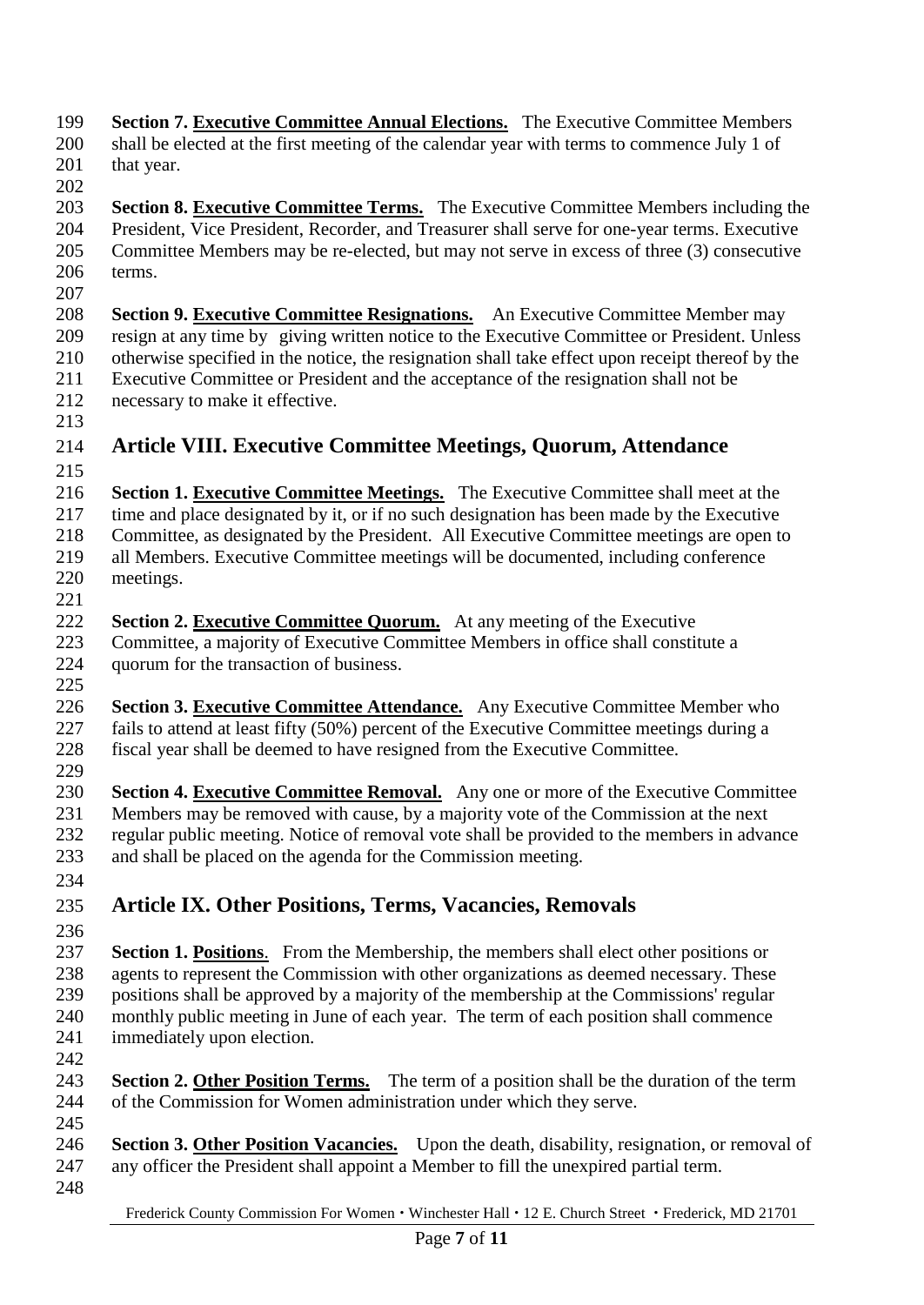**Section 7. Executive Committee Annual Elections.** The Executive Committee Members shall be elected at the first meeting of the calendar year with terms to commence July 1 of that year.

**Section 8. Executive Committee Terms.** The Executive Committee Members including the President, Vice President, Recorder, and Treasurer shall serve for one-year terms. Executive Committee Members may be re-elected, but may not serve in excess of three (3) consecutive terms.

**Section 9. Executive Committee Resignations.** An Executive Committee Member may resign at any time by giving written notice to the Executive Committee or President. Unless otherwise specified in the notice, the resignation shall take effect upon receipt thereof by the Executive Committee or President and the acceptance of the resignation shall not be necessary to make it effective.

## Article VIII. Executive Committee Meetings, Quorum, Attendance

**Section 1. Executive Committee Meetings.** The Executive Committee shall meet at the time and place designated by it, or if no such designation has been made by the Executive Committee, as designated by the President. All Executive Committee meetings are open to all Members. Executive Committee meetings will be documented, including conference meetings.

**Section 2. Executive Committee Quorum.** At any meeting of the Executive Committee, a majority of Executive Committee Members in office shall constitute a quorum for the transaction of business.

**Section 3. Executive Committee Attendance.** Any Executive Committee Member who fails to attend at least fifty (50%) percent of the Executive Committee meetings during a fiscal year shall be deemed to have resigned from the Executive Committee.

**Section 4. Executive Committee Removal.** Any one or more of the Executive Committee Members may be removed with cause, by a majority vote of the Commission at the next regular public meeting. Notice of removal vote shall be provided to the members in advance and shall be placed on the agenda for the Commission meeting.

## Article IX. Other Positions, Terms, Vacancies, Removals

**Section 1. Positions**. From the Membership, the members shall elect other positions or agents to represent the Commission with other organizations as deemed necessary. These positions shall be approved by a majority of the membership at the Commissions' regular monthly public meeting in June of each year. The term of each position shall commence immediately upon election.

**Section 2. Other Position Terms.** The term of a position shall be the duration of the term of the Commission for Women administration under which they serve.

**Section 3. Other Position Vacancies.** Upon the death, disability, resignation, or removal of any officer the President shall appoint a Member to fill the unexpired partial term.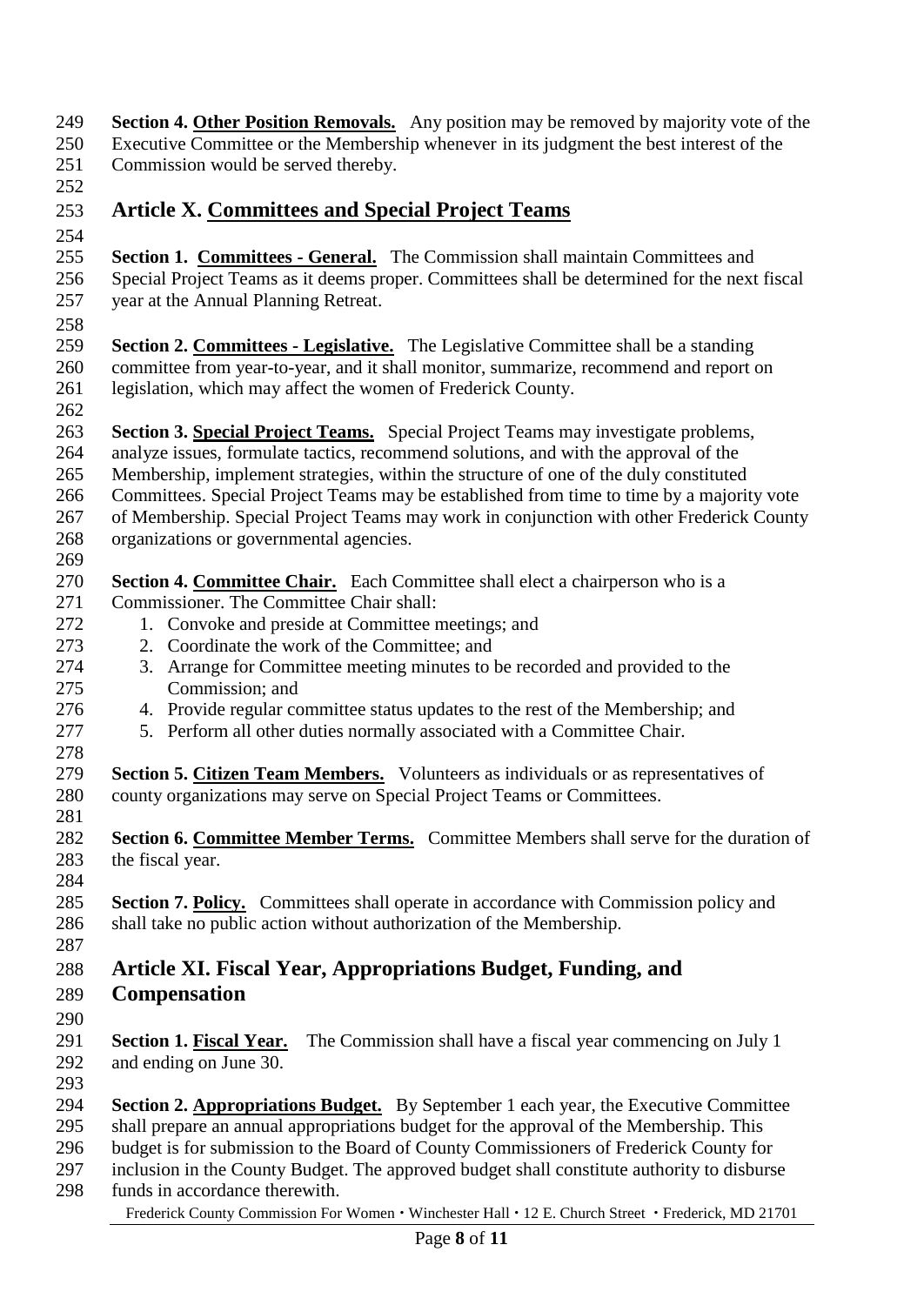**Section 4. Other Position Removals.** Any position may be removed by majority vote of the Executive Committee or the Membership whenever in its judgment the best interest of the Commission would be served thereby.

## Article X. Committees and Special Project Teams

**Section 1. Committees - General.** The Commission shall maintain Committees and Special Project Teams as it deems proper. Committees shall be determined for the next fiscal year at the Annual Planning Retreat.

**Section 2. Committees - Legislative.** The Legislative Committee shall be a standing committee from year-to-year, and it shall monitor, summarize, recommend and report on legislation, which may affect the women of Frederick County.

**Section 3. Special Project Teams.** Special Project Teams may investigate problems, analyze issues, formulate tactics, recommend solutions, and with the approval of the Membership, implement strategies, within the structure of one of the duly constituted Committees. Special Project Teams may be established from time to time by a majority vote of Membership. Special Project Teams may work in conjunction with other Frederick County organizations or governmental agencies.

**Section 4. Committee Chair.** Each Committee shall elect a chairperson who is a Commissioner. The Committee Chair shall:

1. Convoke and preside at Committee meetings; and
2. Coordinate the work of the Committee; and
3. Arrange for Committee meeting minutes to be recorded and provided to the Commission; and
4. Provide regular committee status updates to the rest of the Membership; and
5. Perform all other duties normally associated with a Committee Chair.

**Section 5. Citizen Team Members.** Volunteers as individuals or as representatives of county organizations may serve on Special Project Teams or Committees.

**Section 6. Committee Member Terms.** Committee Members shall serve for the duration of the fiscal year.

**Section 7. Policy.** Committees shall operate in accordance with Commission policy and shall take no public action without authorization of the Membership.

## Article XI. Fiscal Year, Appropriations Budget, Funding, and Compensation

**Section 1. Fiscal Year.** The Commission shall have a fiscal year commencing on July 1 and ending on June 30.

**Section 2. Appropriations Budget.** By September 1 each year, the Executive Committee shall prepare an annual appropriations budget for the approval of the Membership. This budget is for submission to the Board of County Commissioners of Frederick County for inclusion in the County Budget. The approved budget shall constitute authority to disburse funds in accordance therewith.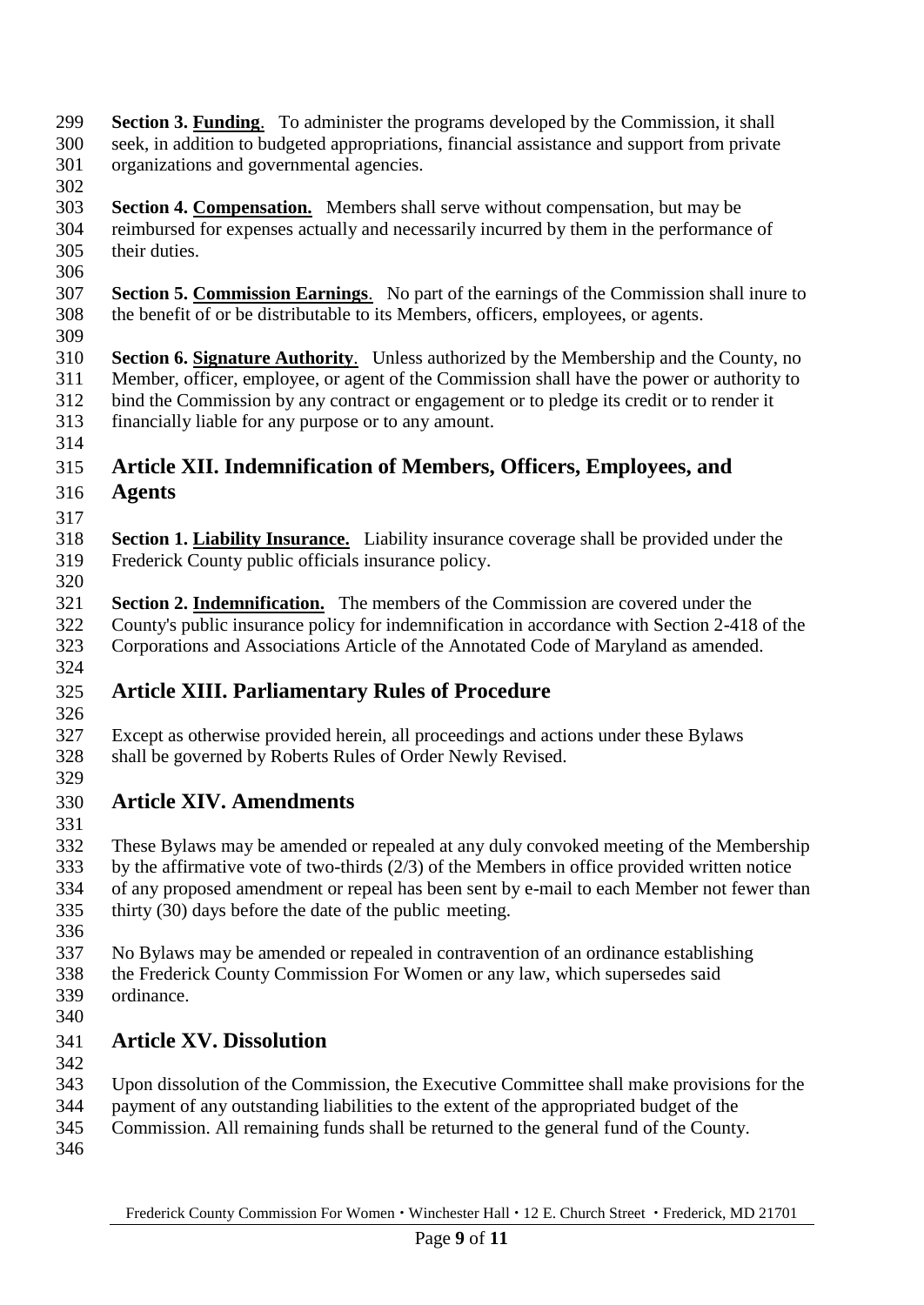**Section 3. Funding**. To administer the programs developed by the Commission, it shall seek, in addition to budgeted appropriations, financial assistance and support from private organizations and governmental agencies.

**Section 4. Compensation.** Members shall serve without compensation, but may be reimbursed for expenses actually and necessarily incurred by them in the performance of their duties.

**Section 5. Commission Earnings**. No part of the earnings of the Commission shall inure to the benefit of or be distributable to its Members, officers, employees, or agents.

**Section 6. Signature Authority**. Unless authorized by the Membership and the County, no Member, officer, employee, or agent of the Commission shall have the power or authority to bind the Commission by any contract or engagement or to pledge its credit or to render it financially liable for any purpose or to any amount.

## Article XII. Indemnification of Members, Officers, Employees, and Agents

**Section 1. Liability Insurance.** Liability insurance coverage shall be provided under the Frederick County public officials insurance policy.

**Section 2. Indemnification.** The members of the Commission are covered under the County's public insurance policy for indemnification in accordance with Section 2-418 of the Corporations and Associations Article of the Annotated Code of Maryland as amended.

## Article XIII. Parliamentary Rules of Procedure

Except as otherwise provided herein, all proceedings and actions under these Bylaws shall be governed by Roberts Rules of Order Newly Revised.

## Article XIV. Amendments

These Bylaws may be amended or repealed at any duly convoked meeting of the Membership by the affirmative vote of two-thirds (2/3) of the Members in office provided written notice of any proposed amendment or repeal has been sent by e-mail to each Member not fewer than thirty (30) days before the date of the public meeting.

No Bylaws may be amended or repealed in contravention of an ordinance establishing the Frederick County Commission For Women or any law, which supersedes said ordinance.

## Article XV. Dissolution

Upon dissolution of the Commission, the Executive Committee shall make provisions for the payment of any outstanding liabilities to the extent of the appropriated budget of the Commission. All remaining funds shall be returned to the general fund of the County.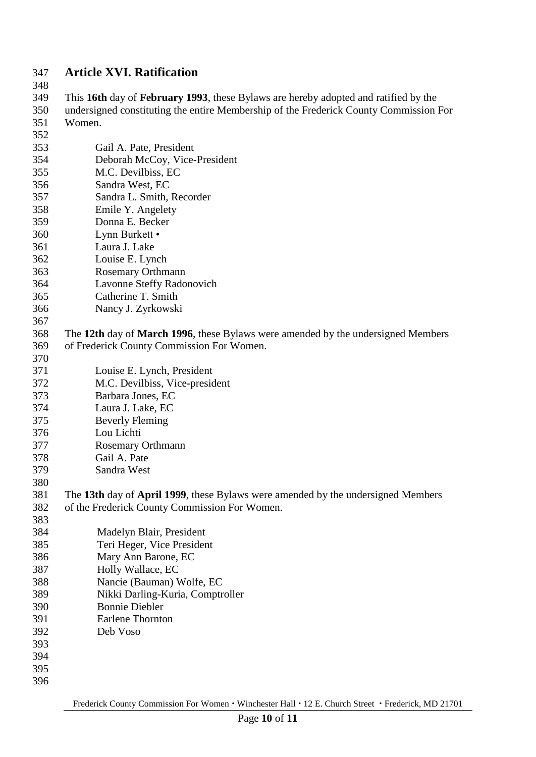## Article XVI. Ratification

This **16th** day of **February 1993**, these Bylaws are hereby adopted and ratified by the undersigned constituting the entire Membership of the Frederick County Commission For Women.

Gail A. Pate, President
Deborah McCoy, Vice-President
M.C. Devilbiss, EC
Sandra West, EC
Sandra L. Smith, Recorder
Emile Y. Angelety
Donna E. Becker
Lynn Burkett •
Laura J. Lake
Louise E. Lynch
Rosemary Orthmann
Lavonne Steffy Radonovich
Catherine T. Smith
Nancy J. Zyrkowski

The **12th** day of **March 1996**, these Bylaws were amended by the undersigned Members of Frederick County Commission For Women.

Louise E. Lynch, President
M.C. Devilbiss, Vice-president
Barbara Jones, EC
Laura J. Lake, EC
Beverly Fleming
Lou Lichti
Rosemary Orthmann
Gail A. Pate
Sandra West

The **13th** day of **April 1999**, these Bylaws were amended by the undersigned Members of the Frederick County Commission For Women.

Madelyn Blair, President
Teri Heger, Vice President
Mary Ann Barone, EC
Holly Wallace, EC
Nancie (Bauman) Wolfe, EC
Nikki Darling-Kuria, Comptroller
Bonnie Diebler
Earlene Thornton
Deb Voso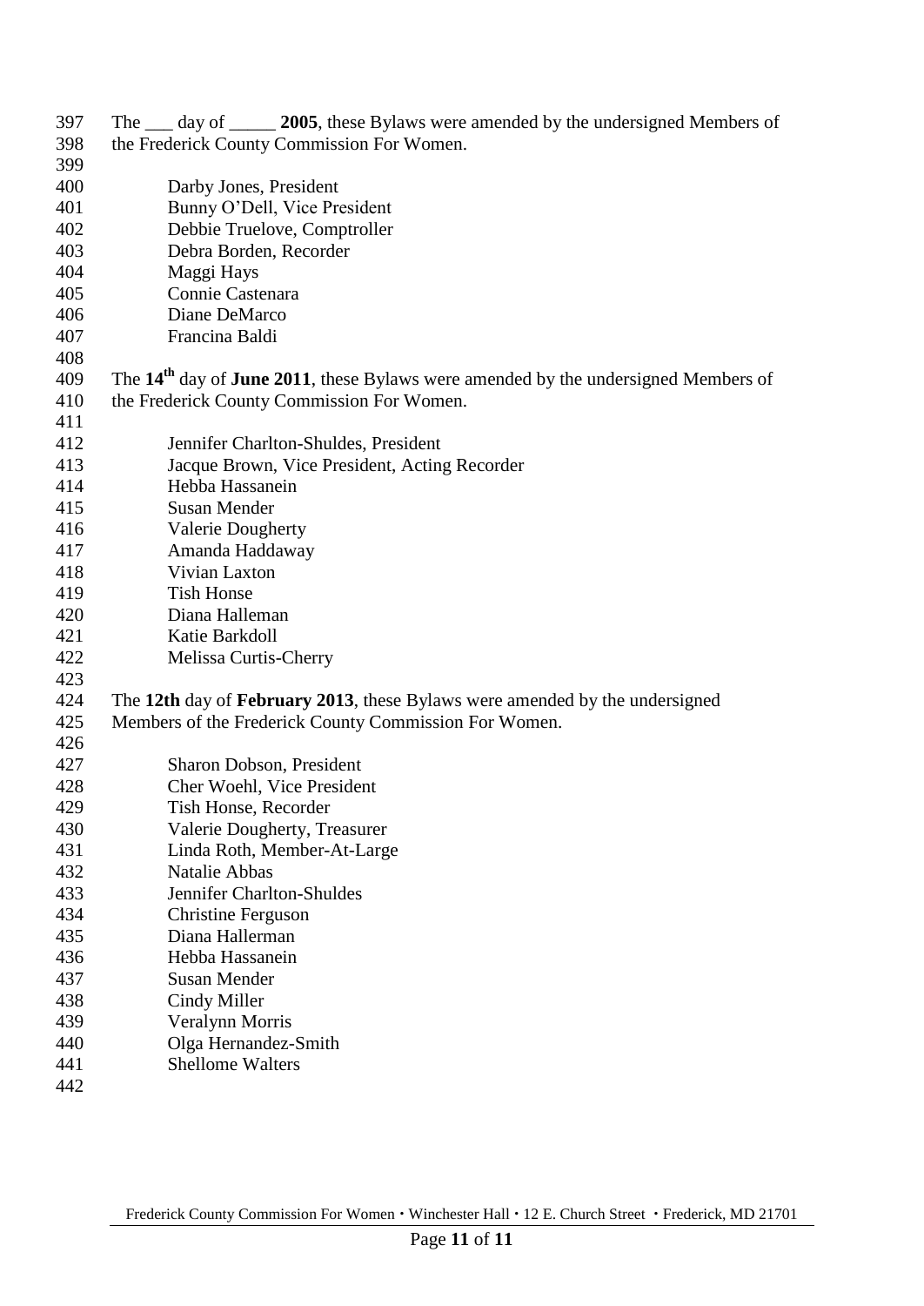The \_\_\_ day of \_\_\_\_\_ **2005**, these Bylaws were amended by the undersigned Members of the Frederick County Commission For Women.

Darby Jones, President
Bunny O'Dell, Vice President
Debbie Truelove, Comptroller
Debra Borden, Recorder
Maggi Hays
Connie Castenara
Diane DeMarco
Francina Baldi

The **14th** day of **June 2011**, these Bylaws were amended by the undersigned Members of the Frederick County Commission For Women.

Jennifer Charlton-Shuldes, President
Jacque Brown, Vice President, Acting Recorder
Hebba Hassanein
Susan Mender
Valerie Dougherty
Amanda Haddaway
Vivian Laxton
Tish Honse
Diana Halleman
Katie Barkdoll
Melissa Curtis-Cherry

The **12th** day of **February 2013**, these Bylaws were amended by the undersigned Members of the Frederick County Commission For Women.

Sharon Dobson, President
Cher Woehl, Vice President
Tish Honse, Recorder
Valerie Dougherty, Treasurer
Linda Roth, Member-At-Large
Natalie Abbas
Jennifer Charlton-Shuldes
Christine Ferguson
Diana Hallerman
Hebba Hassanein
Susan Mender
Cindy Miller
Veralynn Morris
Olga Hernandez-Smith
Shellome Walters